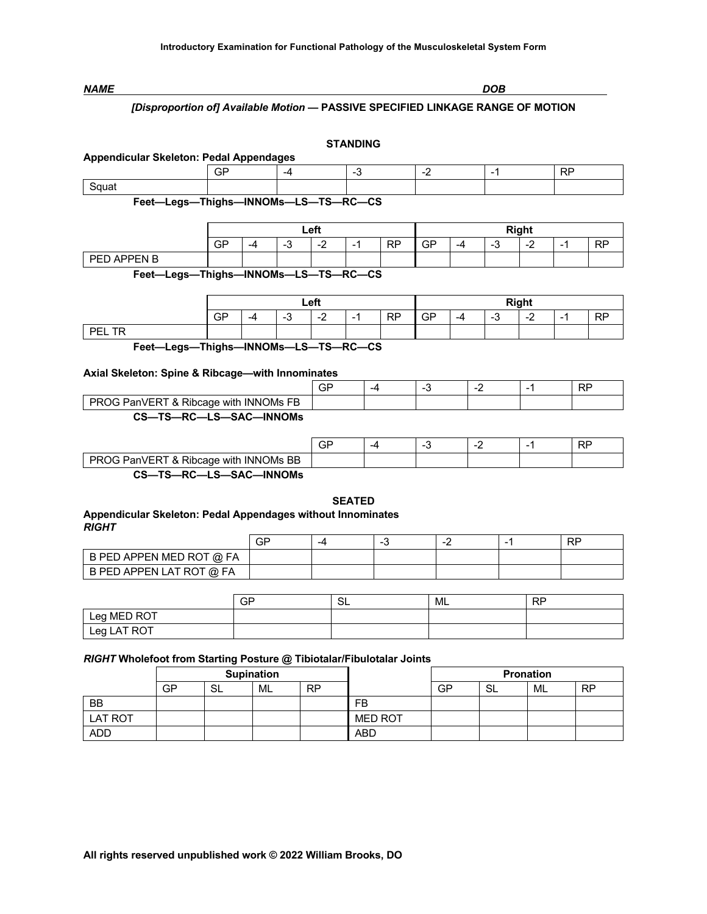**Introductory Examination for Functional Pathology of the Musculoskeletal System Form**

***NAME*** ***DOB***

***[Disproportion of] Available Motion* — PASSIVE SPECIFIED LINKAGE RANGE OF MOTION**

**STANDING**

**Appendicular Skeleton: Pedal Appendages**

| | GP | -4 | -3 | -2 | -1 | RP |
|---|---|---|---|---|---|---|
| Squat | | | | | | |

**Feet—Legs—Thighs—INNOMs—LS—TS—RC—CS**

| | Left | | | | | | Right | | | | | |
|---|---|---|---|---|---|---|---|---|---|---|---|---|
| | GP | -4 | -3 | -2 | -1 | RP | GP | -4 | -3 | -2 | -1 | RP |
| PED APPEN B | | | | | | | | | | | | |

**Feet—Legs—Thighs—INNOMs—LS—TS—RC—CS**

| | Left | | | | | | Right | | | | | |
|---|---|---|---|---|---|---|---|---|---|---|---|---|
| | GP | -4 | -3 | -2 | -1 | RP | GP | -4 | -3 | -2 | -1 | RP |
| PEL TR | | | | | | | | | | | | |

**Feet—Legs—Thighs—INNOMs—LS—TS—RC—CS**

**Axial Skeleton: Spine & Ribcage—with Innominates**

| | GP | -4 | -3 | -2 | -1 | RP |
|---|---|---|---|---|---|---|
| PROG PanVERT & Ribcage with INNOMs FB | | | | | | |

**CS—TS—RC—LS—SAC—INNOMs**

| | GP | -4 | -3 | -2 | -1 | RP |
|---|---|---|---|---|---|---|
| PROG PanVERT & Ribcage with INNOMs BB | | | | | | |

**CS—TS—RC—LS—SAC—INNOMs**

**SEATED**

**Appendicular Skeleton: Pedal Appendages without Innominates**

***RIGHT***

| | GP | -4 | -3 | -2 | -1 | RP |
|---|---|---|---|---|---|---|
| B PED APPEN MED ROT @ FA | | | | | | |
| B PED APPEN LAT ROT @ FA | | | | | | |

| | GP | SL | ML | RP |
|---|---|---|---|---|
| Leg MED ROT | | | | |
| Leg LAT ROT | | | | |

***RIGHT* Wholefoot from Starting Posture @ Tibiotalar/Fibulotalar Joints**

| | Supination | | | | | Pronation | | | |
|---|---|---|---|---|---|---|---|---|---|
| | GP | SL | ML | RP | | GP | SL | ML | RP |
| BB | | | | | FB | | | | |
| LAT ROT | | | | | MED ROT | | | | |
| ADD | | | | | ABD | | | | |

**All rights reserved unpublished work © 2022 William Brooks, DO**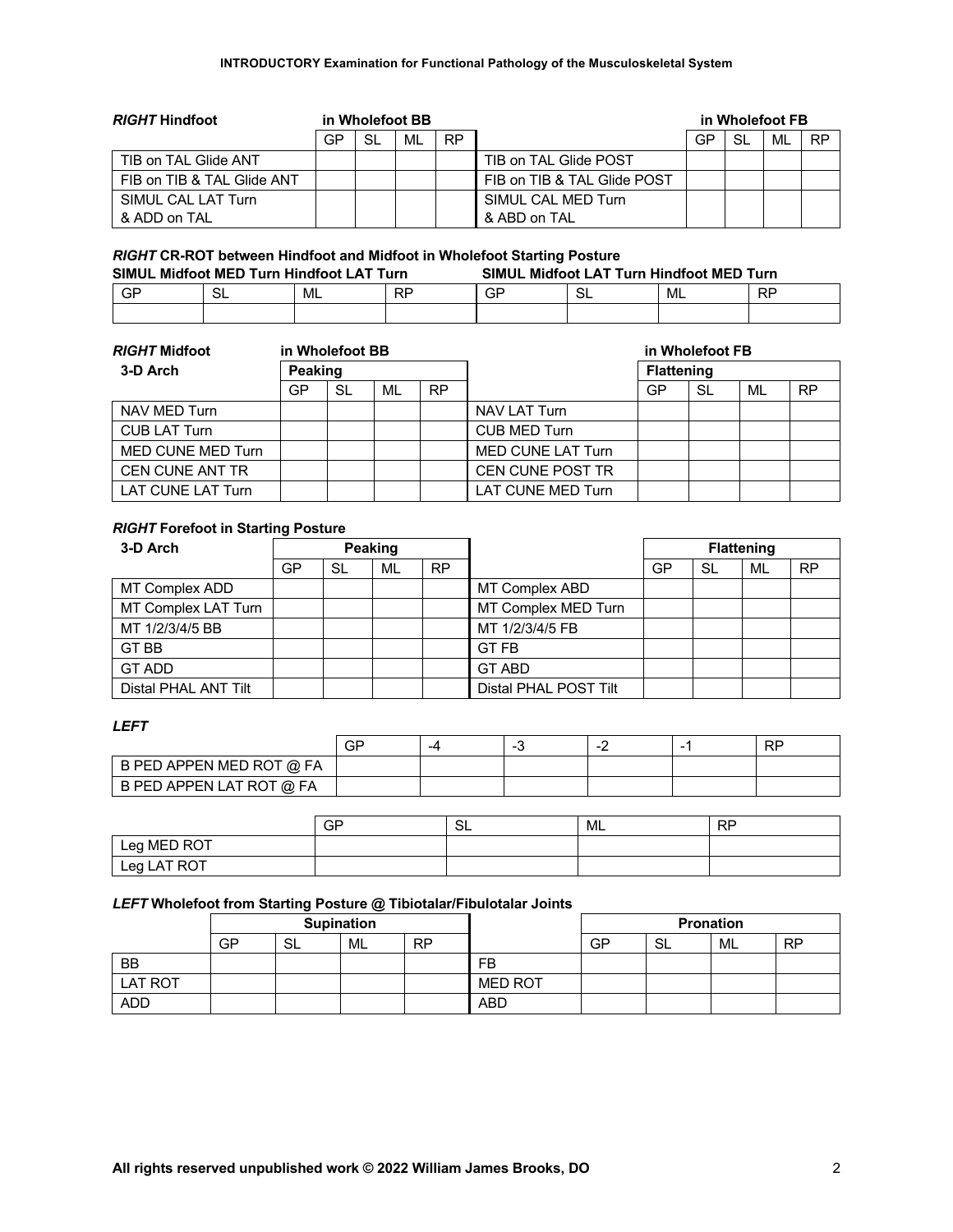***RIGHT* Hindfoot**

| | in Wholefoot BB | | | | | in Wholefoot FB | | | |
|---|---|---|---|---|---|---|---|---|---|
| | GP | SL | ML | RP | | GP | SL | ML | RP |
| TIB on TAL Glide ANT | | | | | TIB on TAL Glide POST | | | | |
| FIB on TIB & TAL Glide ANT | | | | | FIB on TIB & TAL Glide POST | | | | |
| SIMUL CAL LAT Turn & ADD on TAL | | | | | SIMUL CAL MED Turn & ABD on TAL | | | | |

***RIGHT* CR-ROT between Hindfoot and Midfoot in Wholefoot Starting Posture**

| SIMUL Midfoot MED Turn Hindfoot LAT Turn | | | | SIMUL Midfoot LAT Turn Hindfoot MED Turn | | | |
|---|---|---|---|---|---|---|---|
| GP | SL | ML | RP | GP | SL | ML | RP |
| | | | | | | | |

***RIGHT* Midfoot**

| 3-D Arch | in Wholefoot BB Peaking | | | | | in Wholefoot FB Flattening | | | |
|---|---|---|---|---|---|---|---|---|---|
| | GP | SL | ML | RP | | GP | SL | ML | RP |
| NAV MED Turn | | | | | NAV LAT Turn | | | | |
| CUB LAT Turn | | | | | CUB MED Turn | | | | |
| MED CUNE MED Turn | | | | | MED CUNE LAT Turn | | | | |
| CEN CUNE ANT TR | | | | | CEN CUNE POST TR | | | | |
| LAT CUNE LAT Turn | | | | | LAT CUNE MED Turn | | | | |

***RIGHT* Forefoot in Starting Posture**

| 3-D Arch | Peaking | | | | | Flattening | | | |
|---|---|---|---|---|---|---|---|---|---|
| | GP | SL | ML | RP | | GP | SL | ML | RP |
| MT Complex ADD | | | | | MT Complex ABD | | | | |
| MT Complex LAT Turn | | | | | MT Complex MED Turn | | | | |
| MT 1/2/3/4/5 BB | | | | | MT 1/2/3/4/5 FB | | | | |
| GT BB | | | | | GT FB | | | | |
| GT ADD | | | | | GT ABD | | | | |
| Distal PHAL ANT Tilt | | | | | Distal PHAL POST Tilt | | | | |

***LEFT***

| | GP | -4 | -3 | -2 | -1 | RP |
|---|---|---|---|---|---|---|
| B PED APPEN MED ROT @ FA | | | | | | |
| B PED APPEN LAT ROT @ FA | | | | | | |

| | GP | SL | ML | RP |
|---|---|---|---|---|
| Leg MED ROT | | | | |
| Leg LAT ROT | | | | |

***LEFT* Wholefoot from Starting Posture @ Tibiotalar/Fibulotalar Joints**

| | Supination | | | | | Pronation | | | |
|---|---|---|---|---|---|---|---|---|---|
| | GP | SL | ML | RP | | GP | SL | ML | RP |
| BB | | | | | FB | | | | |
| LAT ROT | | | | | MED ROT | | | | |
| ADD | | | | | ABD | | | | |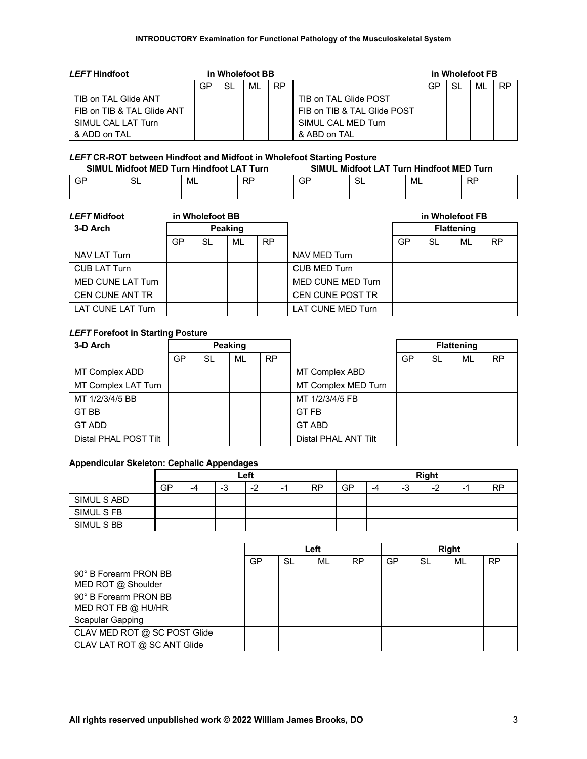***LEFT* Hindfoot**

| | in Wholefoot BB | | | | | in Wholefoot FB | | | |
|---|---|---|---|---|---|---|---|---|---|
| | GP | SL | ML | RP | | GP | SL | ML | RP |
| TIB on TAL Glide ANT | | | | | TIB on TAL Glide POST | | | | |
| FIB on TIB & TAL Glide ANT | | | | | FIB on TIB & TAL Glide POST | | | | |
| SIMUL CAL LAT Turn & ADD on TAL | | | | | SIMUL CAL MED Turn & ABD on TAL | | | | |

***LEFT* CR-ROT between Hindfoot and Midfoot in Wholefoot Starting Posture**

| SIMUL Midfoot MED Turn Hindfoot LAT Turn | | | | SIMUL Midfoot LAT Turn Hindfoot MED Turn | | | |
|---|---|---|---|---|---|---|---|
| GP | SL | ML | RP | GP | SL | ML | RP |
| | | | | | | | |

***LEFT* Midfoot**

| 3-D Arch | in Wholefoot BB Peaking | | | | | in Wholefoot FB Flattening | | | |
|---|---|---|---|---|---|---|---|---|---|
| | GP | SL | ML | RP | | GP | SL | ML | RP |
| NAV LAT Turn | | | | | NAV MED Turn | | | | |
| CUB LAT Turn | | | | | CUB MED Turn | | | | |
| MED CUNE LAT Turn | | | | | MED CUNE MED Turn | | | | |
| CEN CUNE ANT TR | | | | | CEN CUNE POST TR | | | | |
| LAT CUNE LAT Turn | | | | | LAT CUNE MED Turn | | | | |

***LEFT* Forefoot in Starting Posture**

| 3-D Arch | Peaking | | | | | Flattening | | | |
|---|---|---|---|---|---|---|---|---|---|
| | GP | SL | ML | RP | | GP | SL | ML | RP |
| MT Complex ADD | | | | | MT Complex ABD | | | | |
| MT Complex LAT Turn | | | | | MT Complex MED Turn | | | | |
| MT 1/2/3/4/5 BB | | | | | MT 1/2/3/4/5 FB | | | | |
| GT BB | | | | | GT FB | | | | |
| GT ADD | | | | | GT ABD | | | | |
| Distal PHAL POST Tilt | | | | | Distal PHAL ANT Tilt | | | | |

**Appendicular Skeleton: Cephalic Appendages**

| | Left | | | | | | Right | | | | | |
|---|---|---|---|---|---|---|---|---|---|---|---|---|
| | GP | -4 | -3 | -2 | -1 | RP | GP | -4 | -3 | -2 | -1 | RP |
| SIMUL S ABD | | | | | | | | | | | | |
| SIMUL S FB | | | | | | | | | | | | |
| SIMUL S BB | | | | | | | | | | | | |

| | Left | | | | Right | | | |
|---|---|---|---|---|---|---|---|---|
| | GP | SL | ML | RP | GP | SL | ML | RP |
| 90° B Forearm PRON BB MED ROT @ Shoulder | | | | | | | | |
| 90° B Forearm PRON BB MED ROT FB @ HU/HR | | | | | | | | |
| Scapular Gapping | | | | | | | | |
| CLAV MED ROT @ SC POST Glide | | | | | | | | |
| CLAV LAT ROT @ SC ANT Glide | | | | | | | | |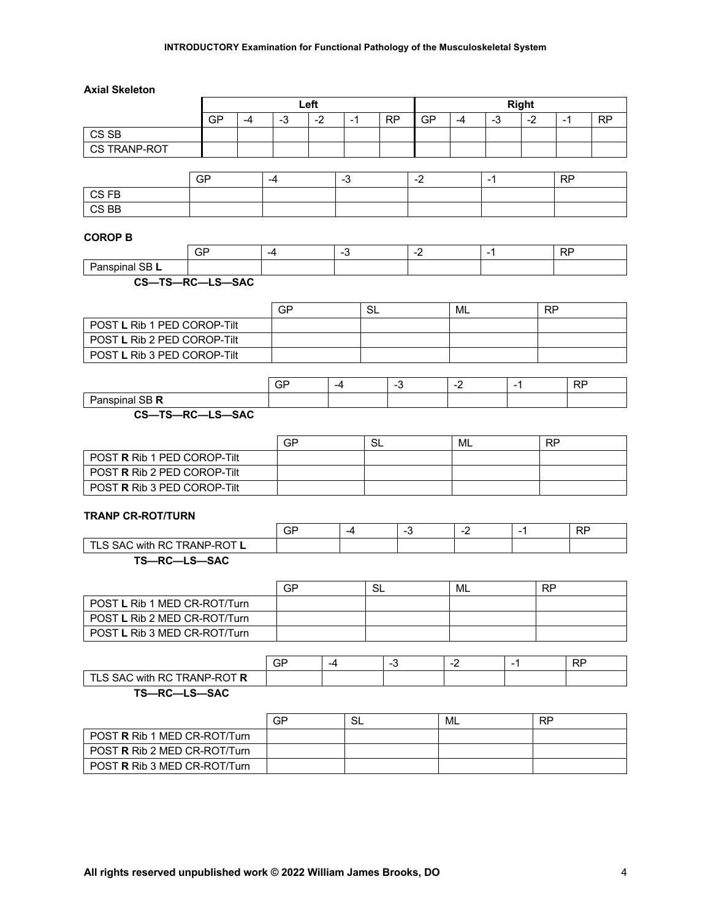### Axial Skeleton

| | Left | | | | | | Right | | | | | |
|---|---|---|---|---|---|---|---|---|---|---|---|---|
| | GP | -4 | -3 | -2 | -1 | RP | GP | -4 | -3 | -2 | -1 | RP |
| CS SB | | | | | | | | | | | | |
| CS TRANP-ROT | | | | | | | | | | | | |

| | GP | -4 | -3 | -2 | -1 | RP |
|---|---|---|---|---|---|---|
| CS FB | | | | | | |
| CS BB | | | | | | |

**COROP B**

| | GP | -4 | -3 | -2 | -1 | RP |
|---|---|---|---|---|---|---|
| Panspinal SB **L** | | | | | | |

**CS—TS—RC—LS—SAC**

| | GP | SL | ML | RP |
|---|---|---|---|---|
| POST **L** Rib 1 PED COROP-Tilt | | | | |
| POST **L** Rib 2 PED COROP-Tilt | | | | |
| POST **L** Rib 3 PED COROP-Tilt | | | | |

| | GP | -4 | -3 | -2 | -1 | RP |
|---|---|---|---|---|---|---|
| Panspinal SB **R** | | | | | | |

**CS—TS—RC—LS—SAC**

| | GP | SL | ML | RP |
|---|---|---|---|---|
| POST **R** Rib 1 PED COROP-Tilt | | | | |
| POST **R** Rib 2 PED COROP-Tilt | | | | |
| POST **R** Rib 3 PED COROP-Tilt | | | | |

**TRANP CR-ROT/TURN**

| | GP | -4 | -3 | -2 | -1 | RP |
|---|---|---|---|---|---|---|
| TLS SAC with RC TRANP-ROT **L** | | | | | | |

**TS—RC—LS—SAC**

| | GP | SL | ML | RP |
|---|---|---|---|---|
| POST **L** Rib 1 MED CR-ROT/Turn | | | | |
| POST **L** Rib 2 MED CR-ROT/Turn | | | | |
| POST **L** Rib 3 MED CR-ROT/Turn | | | | |

| | GP | -4 | -3 | -2 | -1 | RP |
|---|---|---|---|---|---|---|
| TLS SAC with RC TRANP-ROT **R** | | | | | | |

**TS—RC—LS—SAC**

| | GP | SL | ML | RP |
|---|---|---|---|---|
| POST **R** Rib 1 MED CR-ROT/Turn | | | | |
| POST **R** Rib 2 MED CR-ROT/Turn | | | | |
| POST **R** Rib 3 MED CR-ROT/Turn | | | | |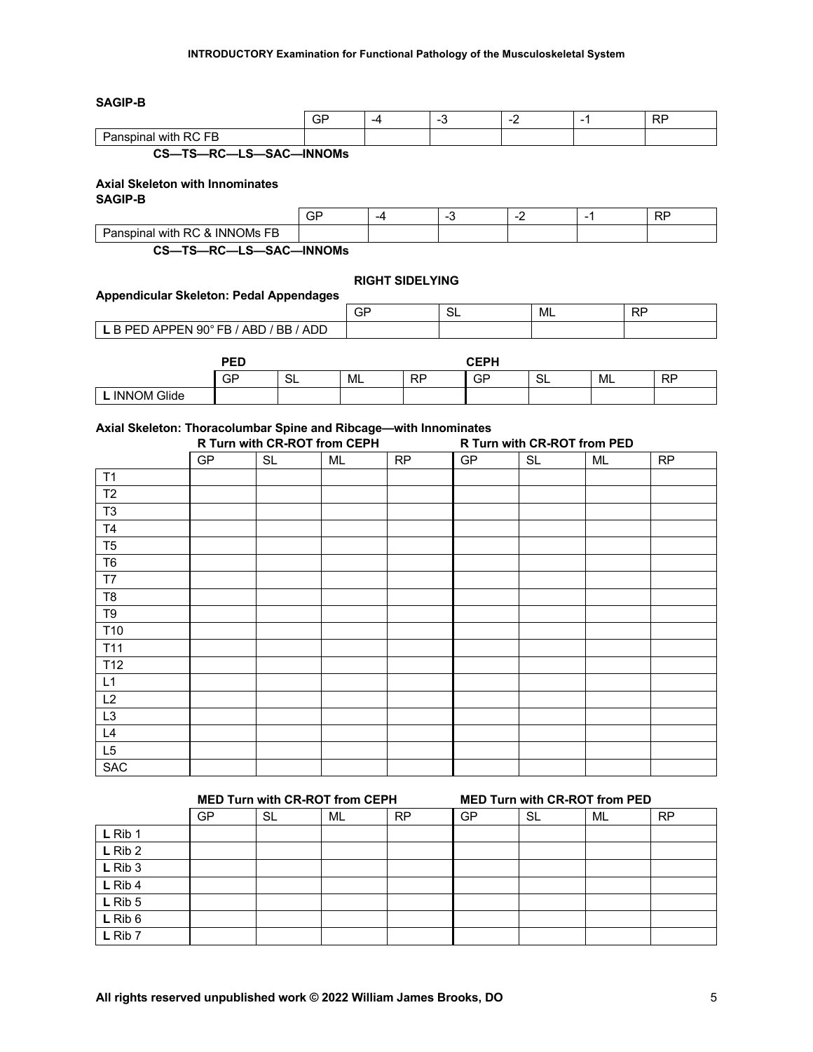**SAGIP-B**

| | GP | -4 | -3 | -2 | -1 | RP |
|---|---|---|---|---|---|---|
| Panspinal with RC FB | | | | | | |

**CS—TS—RC—LS—SAC—INNOMs**

**Axial Skeleton with Innominates**

**SAGIP-B**

| | GP | -4 | -3 | -2 | -1 | RP |
|---|---|---|---|---|---|---|
| Panspinal with RC & INNOMs FB | | | | | | |

**CS—TS—RC—LS—SAC—INNOMs**

## RIGHT SIDELYING

**Appendicular Skeleton: Pedal Appendages**

| | GP | SL | ML | RP |
|---|---|---|---|---|
| **L** B PED APPEN 90° FB / ABD / BB / ADD | | | | |

| | PED | | | | CEPH | | | |
|---|---|---|---|---|---|---|---|---|
| | GP | SL | ML | RP | GP | SL | ML | RP |
| **L** INNOM Glide | | | | | | | | |

**Axial Skeleton: Thoracolumbar Spine and Ribcage—with Innominates**

| | R Turn with CR-ROT from CEPH | | | | R Turn with CR-ROT from PED | | | |
|---|---|---|---|---|---|---|---|---|
| | GP | SL | ML | RP | GP | SL | ML | RP |
| T1 | | | | | | | | |
| T2 | | | | | | | | |
| T3 | | | | | | | | |
| T4 | | | | | | | | |
| T5 | | | | | | | | |
| T6 | | | | | | | | |
| T7 | | | | | | | | |
| T8 | | | | | | | | |
| T9 | | | | | | | | |
| T10 | | | | | | | | |
| T11 | | | | | | | | |
| T12 | | | | | | | | |
| L1 | | | | | | | | |
| L2 | | | | | | | | |
| L3 | | | | | | | | |
| L4 | | | | | | | | |
| L5 | | | | | | | | |
| SAC | | | | | | | | |

| | MED Turn with CR-ROT from CEPH | | | | MED Turn with CR-ROT from PED | | | |
|---|---|---|---|---|---|---|---|---|
| | GP | SL | ML | RP | GP | SL | ML | RP |
| **L** Rib 1 | | | | | | | | |
| **L** Rib 2 | | | | | | | | |
| **L** Rib 3 | | | | | | | | |
| **L** Rib 4 | | | | | | | | |
| **L** Rib 5 | | | | | | | | |
| **L** Rib 6 | | | | | | | | |
| **L** Rib 7 | | | | | | | | |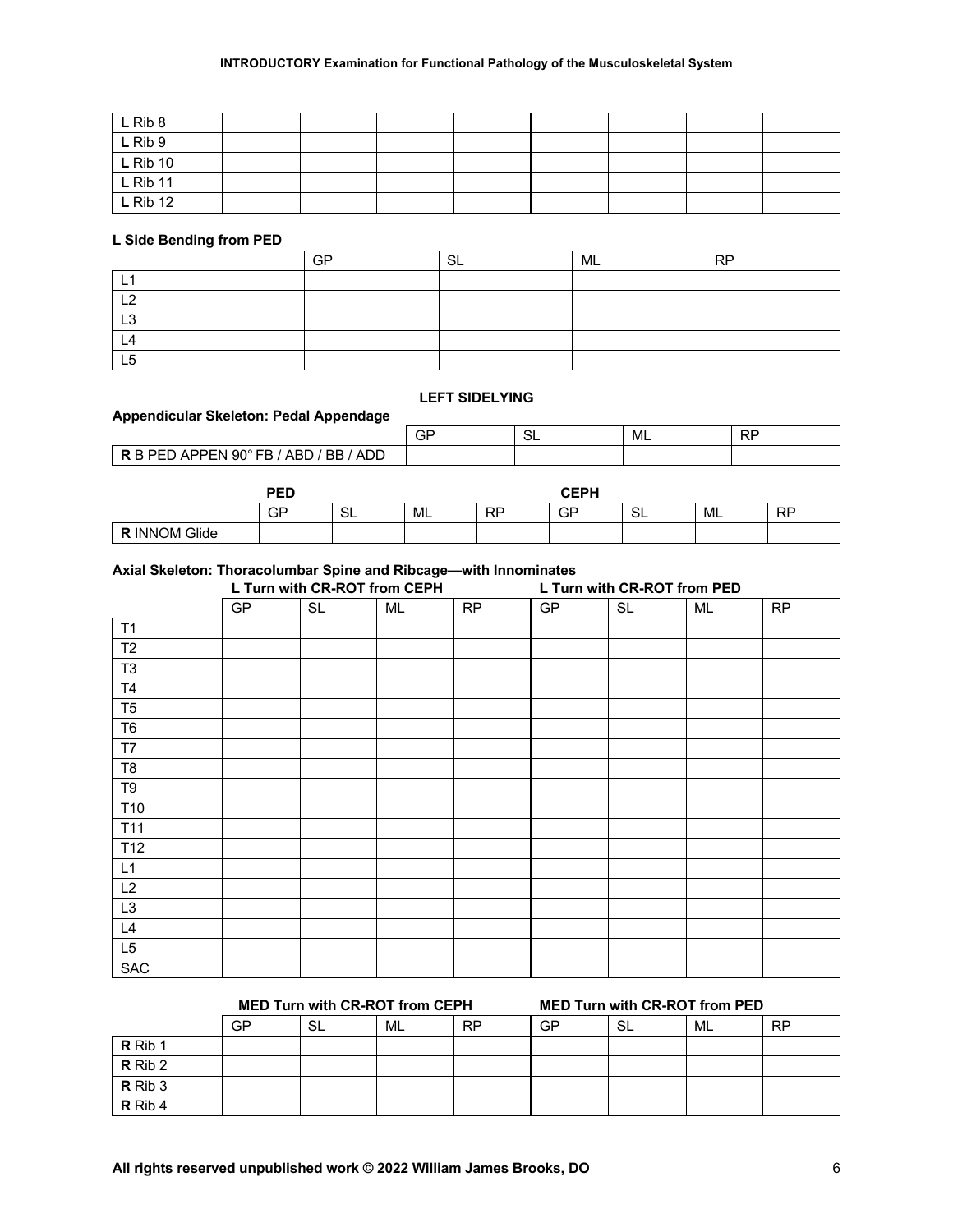| | | | | | | | | |
|---|---|---|---|---|---|---|---|---|
| **L** Rib 8 | | | | | | | | |
| **L** Rib 9 | | | | | | | | |
| **L** Rib 10 | | | | | | | | |
| **L** Rib 11 | | | | | | | | |
| **L** Rib 12 | | | | | | | | |

**L Side Bending from PED**

| | GP | SL | ML | RP |
|---|---|---|---|---|
| L1 | | | | |
| L2 | | | | |
| L3 | | | | |
| L4 | | | | |
| L5 | | | | |

## LEFT SIDELYING

**Appendicular Skeleton: Pedal Appendage**

| | GP | SL | ML | RP |
|---|---|---|---|---|
| **R** B PED APPEN 90° FB / ABD / BB / ADD | | | | |

| | PED | | | | CEPH | | | |
|---|---|---|---|---|---|---|---|---|
| | GP | SL | ML | RP | GP | SL | ML | RP |
| **R** INNOM Glide | | | | | | | | |

**Axial Skeleton: Thoracolumbar Spine and Ribcage—with Innominates**

| | L Turn with CR-ROT from CEPH | | | | L Turn with CR-ROT from PED | | | |
|---|---|---|---|---|---|---|---|---|
| | GP | SL | ML | RP | GP | SL | ML | RP |
| T1 | | | | | | | | |
| T2 | | | | | | | | |
| T3 | | | | | | | | |
| T4 | | | | | | | | |
| T5 | | | | | | | | |
| T6 | | | | | | | | |
| T7 | | | | | | | | |
| T8 | | | | | | | | |
| T9 | | | | | | | | |
| T10 | | | | | | | | |
| T11 | | | | | | | | |
| T12 | | | | | | | | |
| L1 | | | | | | | | |
| L2 | | | | | | | | |
| L3 | | | | | | | | |
| L4 | | | | | | | | |
| L5 | | | | | | | | |
| SAC | | | | | | | | |

| | MED Turn with CR-ROT from CEPH | | | | MED Turn with CR-ROT from PED | | | |
|---|---|---|---|---|---|---|---|---|
| | GP | SL | ML | RP | GP | SL | ML | RP |
| **R** Rib 1 | | | | | | | | |
| **R** Rib 2 | | | | | | | | |
| **R** Rib 3 | | | | | | | | |
| **R** Rib 4 | | | | | | | | |

**All rights reserved unpublished work © 2022 William James Brooks, DO**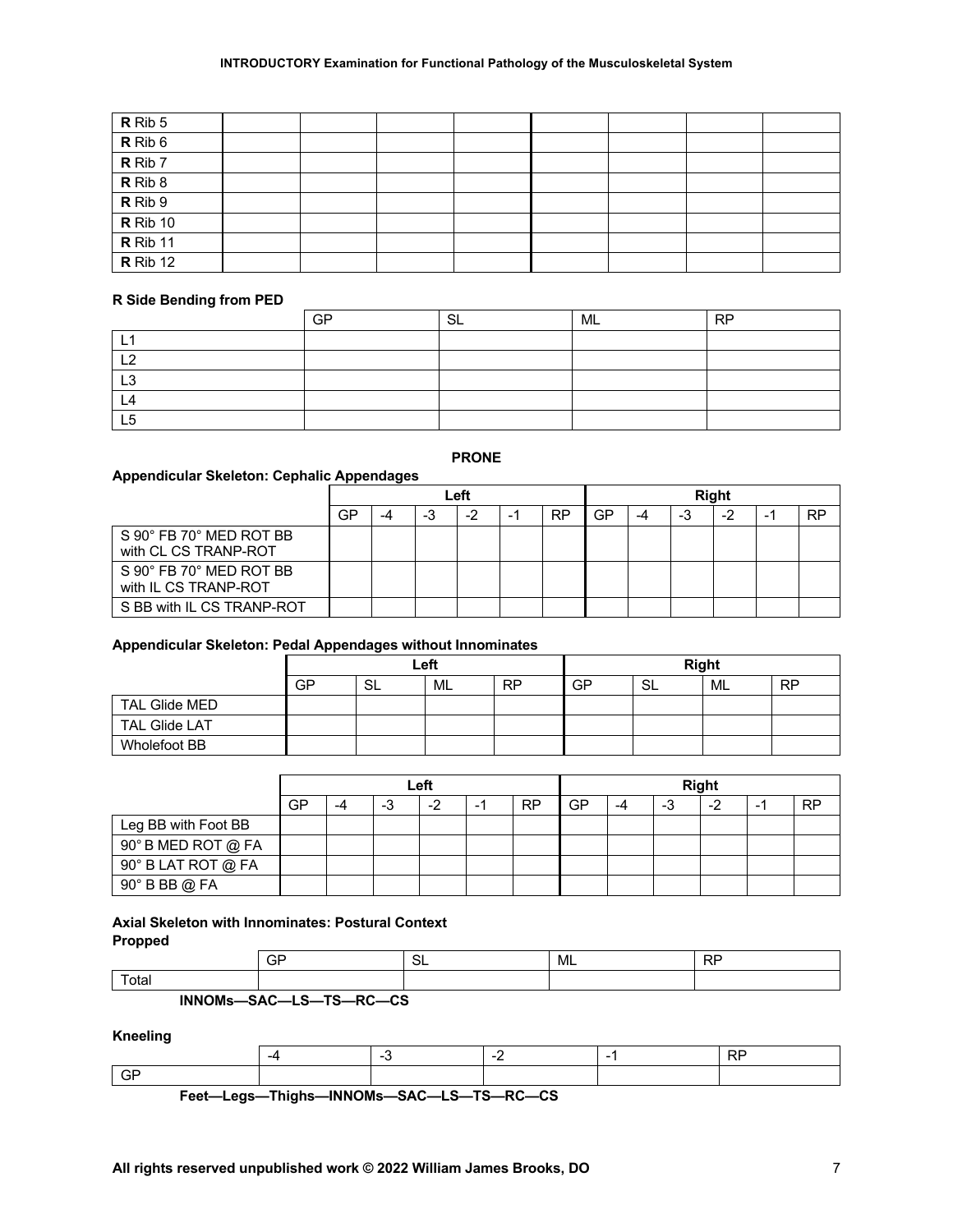| | | | | | | | | |
|---|---|---|---|---|---|---|---|---|
| **R** Rib 5 | | | | | | | | |
| **R** Rib 6 | | | | | | | | |
| **R** Rib 7 | | | | | | | | |
| **R** Rib 8 | | | | | | | | |
| **R** Rib 9 | | | | | | | | |
| **R** Rib 10 | | | | | | | | |
| **R** Rib 11 | | | | | | | | |
| **R** Rib 12 | | | | | | | | |

**R Side Bending from PED**

| | GP | SL | ML | RP |
|---|---|---|---|---|
| L1 | | | | |
| L2 | | | | |
| L3 | | | | |
| L4 | | | | |
| L5 | | | | |

**PRONE**

**Appendicular Skeleton: Cephalic Appendages**

| | Left | | | | | | Right | | | | | |
|---|---|---|---|---|---|---|---|---|---|---|---|---|
| | GP | -4 | -3 | -2 | -1 | RP | GP | -4 | -3 | -2 | -1 | RP |
| S 90° FB 70° MED ROT BB with CL CS TRANP-ROT | | | | | | | | | | | | |
| S 90° FB 70° MED ROT BB with IL CS TRANP-ROT | | | | | | | | | | | | |
| S BB with IL CS TRANP-ROT | | | | | | | | | | | | |

**Appendicular Skeleton: Pedal Appendages without Innominates**

| | Left | | | | Right | | | |
|---|---|---|---|---|---|---|---|---|
| | GP | SL | ML | RP | GP | SL | ML | RP |
| TAL Glide MED | | | | | | | | |
| TAL Glide LAT | | | | | | | | |
| Wholefoot BB | | | | | | | | |

| | Left | | | | | | Right | | | | | |
|---|---|---|---|---|---|---|---|---|---|---|---|---|
| | GP | -4 | -3 | -2 | -1 | RP | GP | -4 | -3 | -2 | -1 | RP |
| Leg BB with Foot BB | | | | | | | | | | | | |
| 90° B MED ROT @ FA | | | | | | | | | | | | |
| 90° B LAT ROT @ FA | | | | | | | | | | | | |
| 90° B BB @ FA | | | | | | | | | | | | |

**Axial Skeleton with Innominates: Postural Context**

**Propped**

| | GP | SL | ML | RP |
|---|---|---|---|---|
| Total | | | | |

**INNOMs—SAC—LS—TS—RC—CS**

**Kneeling**

| | -4 | -3 | -2 | -1 | RP |
|---|---|---|---|---|---|
| GP | | | | | |

**Feet—Legs—Thighs—INNOMs—SAC—LS—TS—RC—CS**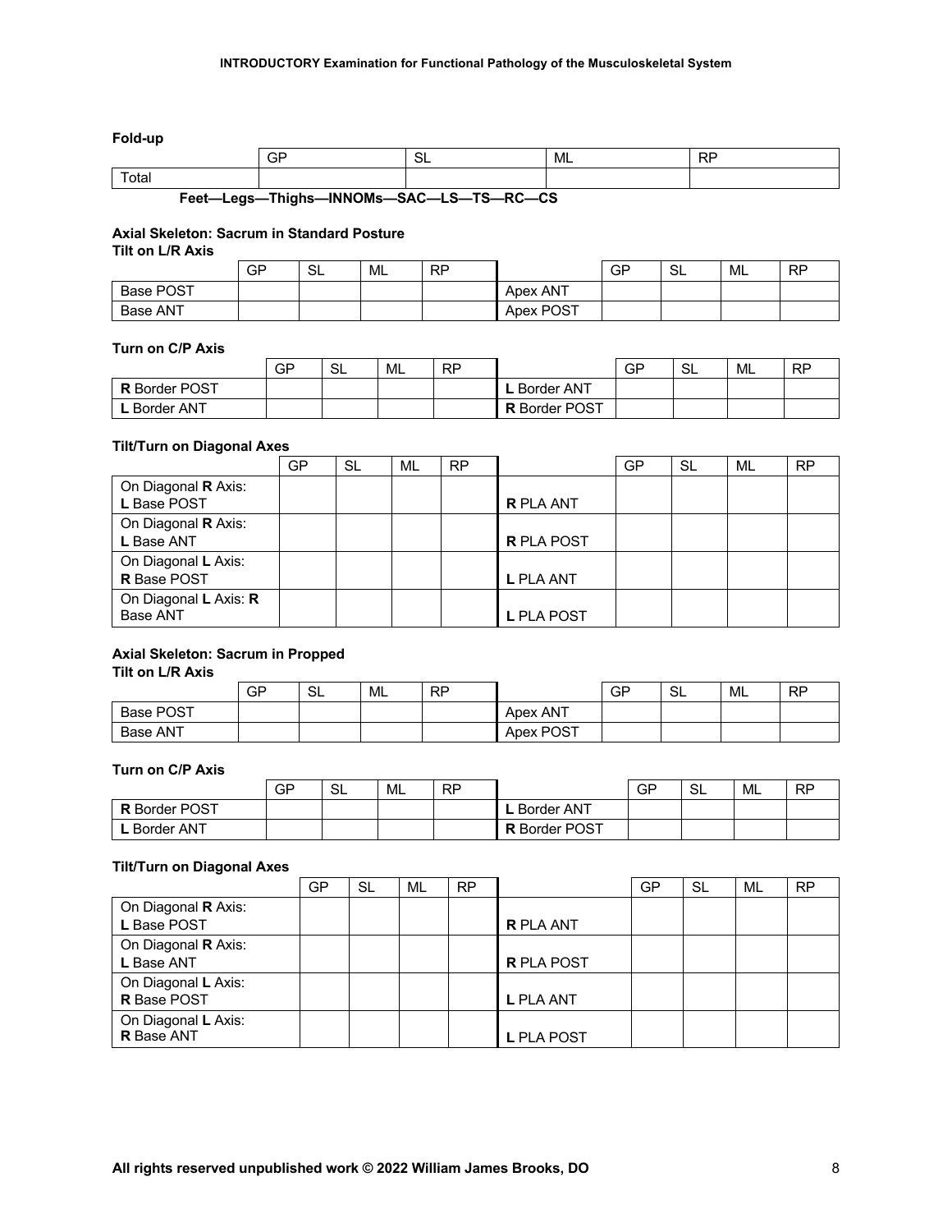**Fold-up**

| | GP | SL | ML | RP |
|---|---|---|---|---|
| Total | | | | |

**Feet—Legs—Thighs—INNOMs—SAC—LS—TS—RC—CS**

**Axial Skeleton: Sacrum in Standard Posture**

**Tilt on L/R Axis**

| | GP | SL | ML | RP | | GP | SL | ML | RP |
|---|---|---|---|---|---|---|---|---|---|
| Base POST | | | | | Apex ANT | | | | |
| Base ANT | | | | | Apex POST | | | | |

**Turn on C/P Axis**

| | GP | SL | ML | RP | | GP | SL | ML | RP |
|---|---|---|---|---|---|---|---|---|---|
| **R** Border POST | | | | | **L** Border ANT | | | | |
| **L** Border ANT | | | | | **R** Border POST | | | | |

**Tilt/Turn on Diagonal Axes**

| | GP | SL | ML | RP | | GP | SL | ML | RP |
|---|---|---|---|---|---|---|---|---|---|
| On Diagonal **R** Axis: **L** Base POST | | | | | **R** PLA ANT | | | | |
| On Diagonal **R** Axis: **L** Base ANT | | | | | **R** PLA POST | | | | |
| On Diagonal **L** Axis: **R** Base POST | | | | | **L** PLA ANT | | | | |
| On Diagonal **L** Axis: **R** Base ANT | | | | | **L** PLA POST | | | | |

**Axial Skeleton: Sacrum in Propped**

**Tilt on L/R Axis**

| | GP | SL | ML | RP | | GP | SL | ML | RP |
|---|---|---|---|---|---|---|---|---|---|
| Base POST | | | | | Apex ANT | | | | |
| Base ANT | | | | | Apex POST | | | | |

**Turn on C/P Axis**

| | GP | SL | ML | RP | | GP | SL | ML | RP |
|---|---|---|---|---|---|---|---|---|---|
| **R** Border POST | | | | | **L** Border ANT | | | | |
| **L** Border ANT | | | | | **R** Border POST | | | | |

**Tilt/Turn on Diagonal Axes**

| | GP | SL | ML | RP | | GP | SL | ML | RP |
|---|---|---|---|---|---|---|---|---|---|
| On Diagonal **R** Axis: **L** Base POST | | | | | **R** PLA ANT | | | | |
| On Diagonal **R** Axis: **L** Base ANT | | | | | **R** PLA POST | | | | |
| On Diagonal **L** Axis: **R** Base POST | | | | | **L** PLA ANT | | | | |
| On Diagonal **L** Axis: **R** Base ANT | | | | | **L** PLA POST | | | | |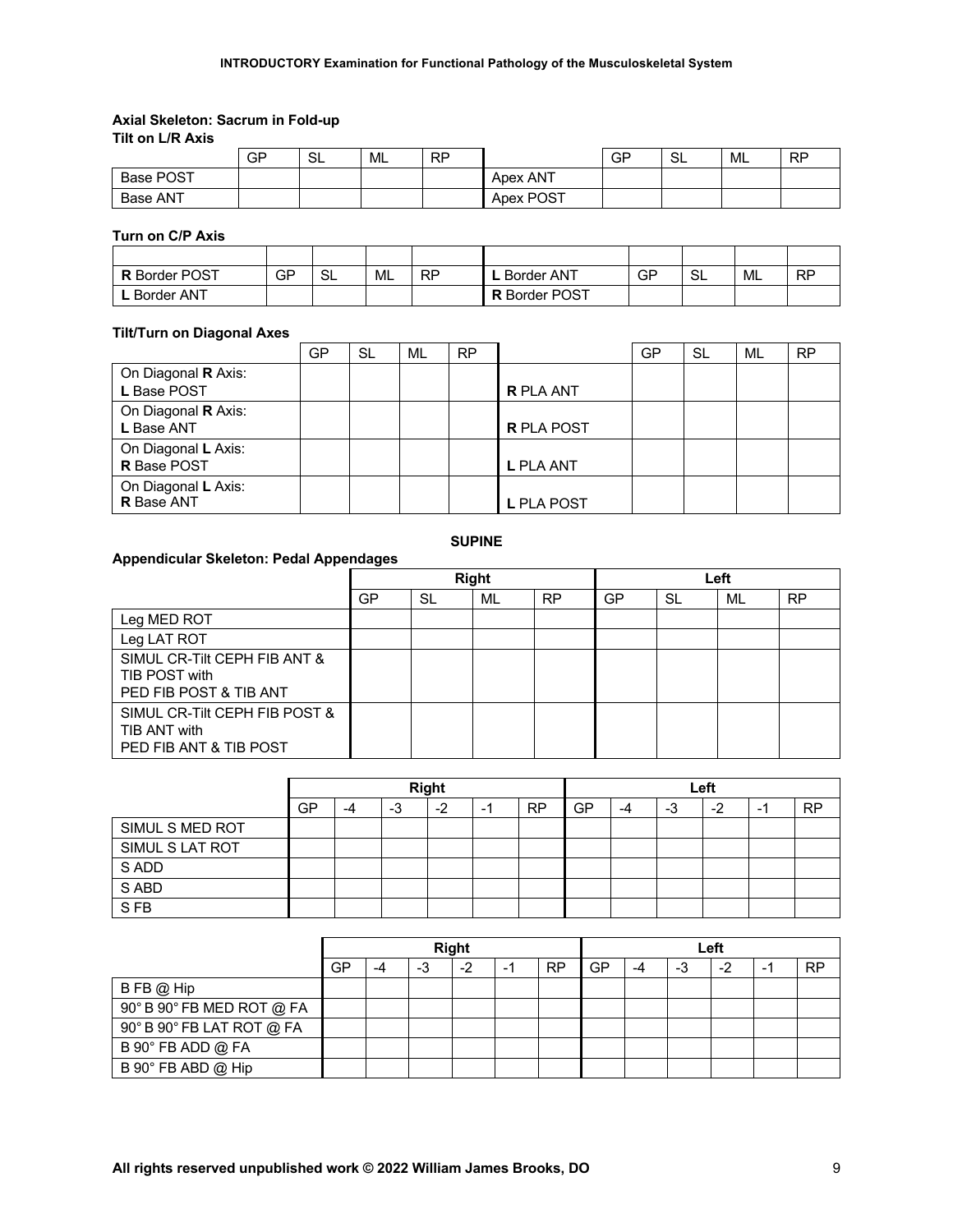### Axial Skeleton: Sacrum in Fold-up

**Tilt on L/R Axis**

| | GP | SL | ML | RP | | GP | SL | ML | RP |
|---|---|---|---|---|---|---|---|---|---|
| Base POST | | | | | Apex ANT | | | | |
| Base ANT | | | | | Apex POST | | | | |

**Turn on C/P Axis**

| | | | | | | | | | |
|---|---|---|---|---|---|---|---|---|---|
| **R** Border POST | GP | SL | ML | RP | **L** Border ANT | GP | SL | ML | RP |
| **L** Border ANT | | | | | **R** Border POST | | | | |

**Tilt/Turn on Diagonal Axes**

| | GP | SL | ML | RP | | GP | SL | ML | RP |
|---|---|---|---|---|---|---|---|---|---|
| On Diagonal **R** Axis: **L** Base POST | | | | | **R** PLA ANT | | | | |
| On Diagonal **R** Axis: **L** Base ANT | | | | | **R** PLA POST | | | | |
| On Diagonal **L** Axis: **R** Base POST | | | | | **L** PLA ANT | | | | |
| On Diagonal **L** Axis: **R** Base ANT | | | | | **L** PLA POST | | | | |

**SUPINE**

### Appendicular Skeleton: Pedal Appendages

| | Right | | | | Left | | | |
|---|---|---|---|---|---|---|---|---|
| | GP | SL | ML | RP | GP | SL | ML | RP |
| Leg MED ROT | | | | | | | | |
| Leg LAT ROT | | | | | | | | |
| SIMUL CR-Tilt CEPH FIB ANT & TIB POST with PED FIB POST & TIB ANT | | | | | | | | |
| SIMUL CR-Tilt CEPH FIB POST & TIB ANT with PED FIB ANT & TIB POST | | | | | | | | |

| | Right | | | | | | Left | | | | | |
|---|---|---|---|---|---|---|---|---|---|---|---|---|
| | GP | -4 | -3 | -2 | -1 | RP | GP | -4 | -3 | -2 | -1 | RP |
| SIMUL S MED ROT | | | | | | | | | | | | |
| SIMUL S LAT ROT | | | | | | | | | | | | |
| S ADD | | | | | | | | | | | | |
| S ABD | | | | | | | | | | | | |
| S FB | | | | | | | | | | | | |

| | Right | | | | | | Left | | | | | |
|---|---|---|---|---|---|---|---|---|---|---|---|---|
| | GP | -4 | -3 | -2 | -1 | RP | GP | -4 | -3 | -2 | -1 | RP |
| B FB @ Hip | | | | | | | | | | | | |
| 90° B 90° FB MED ROT @ FA | | | | | | | | | | | | |
| 90° B 90° FB LAT ROT @ FA | | | | | | | | | | | | |
| B 90° FB ADD @ FA | | | | | | | | | | | | |
| B 90° FB ABD @ Hip | | | | | | | | | | | | |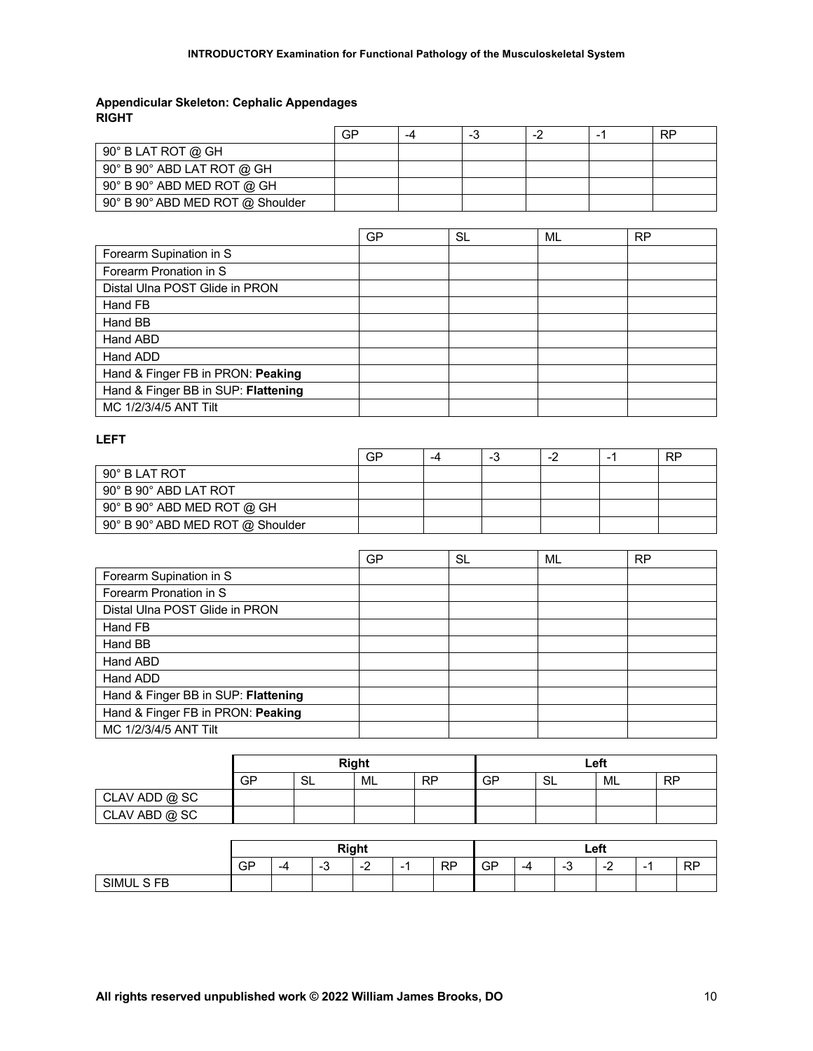**Appendicular Skeleton: Cephalic Appendages**
**RIGHT**

| | GP | -4 | -3 | -2 | -1 | RP |
|---|---|---|---|---|---|---|
| 90° B LAT ROT @ GH | | | | | | |
| 90° B 90° ABD LAT ROT @ GH | | | | | | |
| 90° B 90° ABD MED ROT @ GH | | | | | | |
| 90° B 90° ABD MED ROT @ Shoulder | | | | | | |

| | GP | SL | ML | RP |
|---|---|---|---|---|
| Forearm Supination in S | | | | |
| Forearm Pronation in S | | | | |
| Distal Ulna POST Glide in PRON | | | | |
| Hand FB | | | | |
| Hand BB | | | | |
| Hand ABD | | | | |
| Hand ADD | | | | |
| Hand & Finger FB in PRON: **Peaking** | | | | |
| Hand & Finger BB in SUP: **Flattening** | | | | |
| MC 1/2/3/4/5 ANT Tilt | | | | |

**LEFT**

| | GP | -4 | -3 | -2 | -1 | RP |
|---|---|---|---|---|---|---|
| 90° B LAT ROT | | | | | | |
| 90° B 90° ABD LAT ROT | | | | | | |
| 90° B 90° ABD MED ROT @ GH | | | | | | |
| 90° B 90° ABD MED ROT @ Shoulder | | | | | | |

| | GP | SL | ML | RP |
|---|---|---|---|---|
| Forearm Supination in S | | | | |
| Forearm Pronation in S | | | | |
| Distal Ulna POST Glide in PRON | | | | |
| Hand FB | | | | |
| Hand BB | | | | |
| Hand ABD | | | | |
| Hand ADD | | | | |
| Hand & Finger BB in SUP: **Flattening** | | | | |
| Hand & Finger FB in PRON: **Peaking** | | | | |
| MC 1/2/3/4/5 ANT Tilt | | | | |

| | **Right** | | | | **Left** | | | |
|---|---|---|---|---|---|---|---|---|
| | GP | SL | ML | RP | GP | SL | ML | RP |
| CLAV ADD @ SC | | | | | | | | |
| CLAV ABD @ SC | | | | | | | | |

| | **Right** | | | | | | **Left** | | | | | |
|---|---|---|---|---|---|---|---|---|---|---|---|---|
| | GP | -4 | -3 | -2 | -1 | RP | GP | -4 | -3 | -2 | -1 | RP |
| SIMUL S FB | | | | | | | | | | | | |

**All rights reserved unpublished work © 2022 William James Brooks, DO**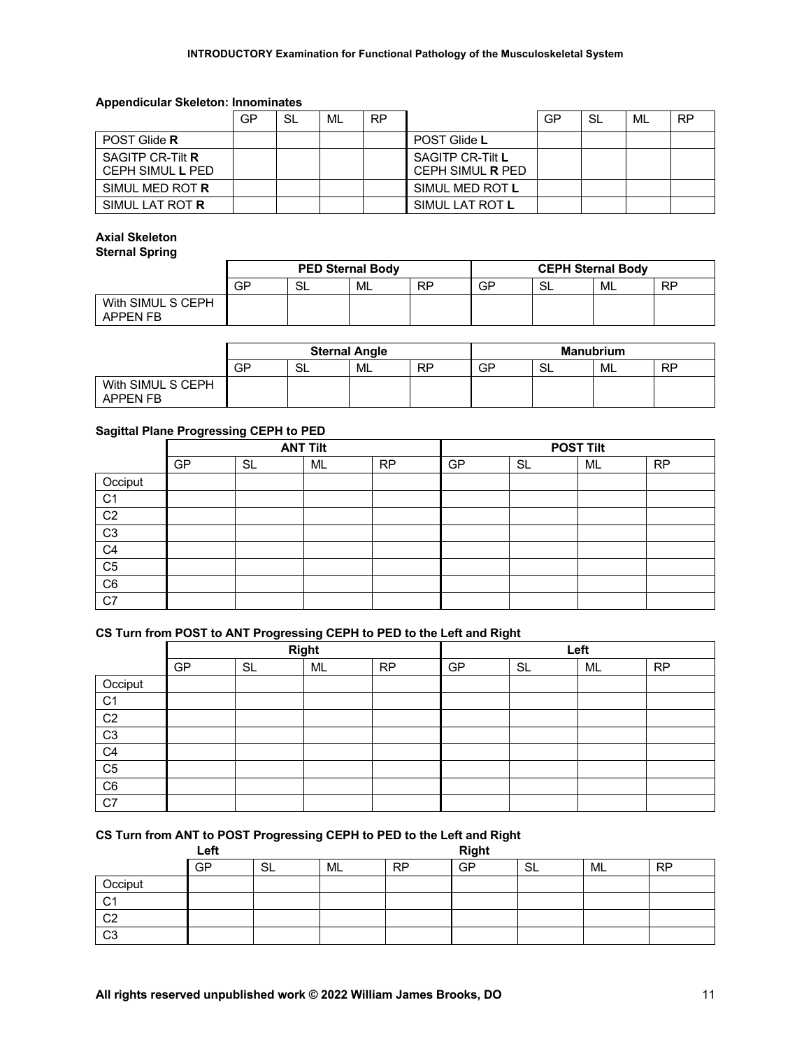### Appendicular Skeleton: Innominates

| | GP | SL | ML | RP | | GP | SL | ML | RP |
|---|---|---|---|---|---|---|---|---|---|
| POST Glide **R** | | | | | POST Glide **L** | | | | |
| SAGITP CR-Tilt **R** CEPH SIMUL **L** PED | | | | | SAGITP CR-Tilt **L** CEPH SIMUL **R** PED | | | | |
| SIMUL MED ROT **R** | | | | | SIMUL MED ROT **L** | | | | |
| SIMUL LAT ROT **R** | | | | | SIMUL LAT ROT **L** | | | | |

### Axial Skeleton

#### Sternal Spring

| | PED Sternal Body | | | | CEPH Sternal Body | | | |
|---|---|---|---|---|---|---|---|---|
| | GP | SL | ML | RP | GP | SL | ML | RP |
| With SIMUL S CEPH APPEN FB | | | | | | | | |

| | Sternal Angle | | | | Manubrium | | | |
|---|---|---|---|---|---|---|---|---|
| | GP | SL | ML | RP | GP | SL | ML | RP |
| With SIMUL S CEPH APPEN FB | | | | | | | | |

#### Sagittal Plane Progressing CEPH to PED

| | ANT Tilt | | | | POST Tilt | | | |
|---|---|---|---|---|---|---|---|---|
| | GP | SL | ML | RP | GP | SL | ML | RP |
| Occiput | | | | | | | | |
| C1 | | | | | | | | |
| C2 | | | | | | | | |
| C3 | | | | | | | | |
| C4 | | | | | | | | |
| C5 | | | | | | | | |
| C6 | | | | | | | | |
| C7 | | | | | | | | |

#### CS Turn from POST to ANT Progressing CEPH to PED to the Left and Right

| | Right | | | | Left | | | |
|---|---|---|---|---|---|---|---|---|
| | GP | SL | ML | RP | GP | SL | ML | RP |
| Occiput | | | | | | | | |
| C1 | | | | | | | | |
| C2 | | | | | | | | |
| C3 | | | | | | | | |
| C4 | | | | | | | | |
| C5 | | | | | | | | |
| C6 | | | | | | | | |
| C7 | | | | | | | | |

#### CS Turn from ANT to POST Progressing CEPH to PED to the Left and Right

| | Left | | | | Right | | | |
|---|---|---|---|---|---|---|---|---|
| | GP | SL | ML | RP | GP | SL | ML | RP |
| Occiput | | | | | | | | |
| C1 | | | | | | | | |
| C2 | | | | | | | | |
| C3 | | | | | | | | |

**All rights reserved unpublished work © 2022 William James Brooks, DO**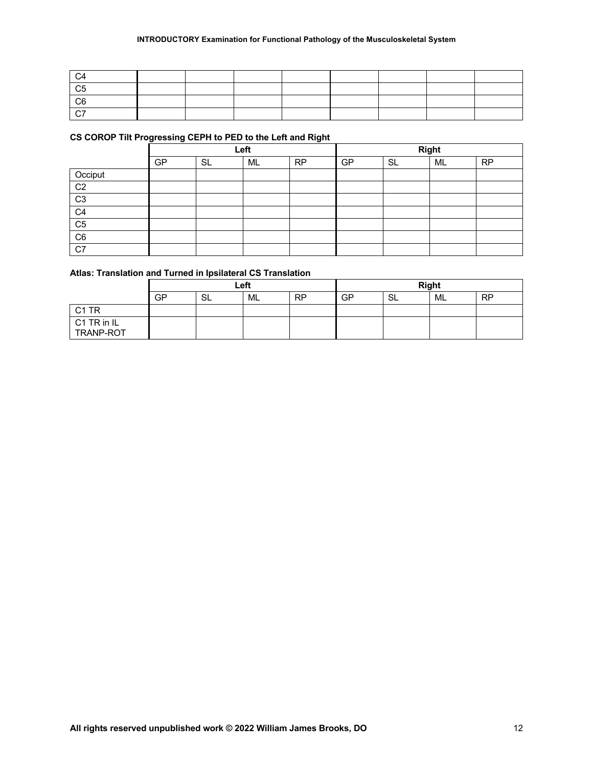| | | | | | | | | |
|---|---|---|---|---|---|---|---|---|
| C4 | | | | | | | | |
| C5 | | | | | | | | |
| C6 | | | | | | | | |
| C7 | | | | | | | | |

**CS COROP Tilt Progressing CEPH to PED to the Left and Right**

| | Left | | | | Right | | | |
|---|---|---|---|---|---|---|---|---|
| | GP | SL | ML | RP | GP | SL | ML | RP |
| Occiput | | | | | | | | |
| C2 | | | | | | | | |
| C3 | | | | | | | | |
| C4 | | | | | | | | |
| C5 | | | | | | | | |
| C6 | | | | | | | | |
| C7 | | | | | | | | |

**Atlas: Translation and Turned in Ipsilateral CS Translation**

| | Left | | | | Right | | | |
|---|---|---|---|---|---|---|---|---|
| | GP | SL | ML | RP | GP | SL | ML | RP |
| C1 TR | | | | | | | | |
| C1 TR in IL TRANP-ROT | | | | | | | | |

All rights reserved unpublished work © 2022 William James Brooks, DO